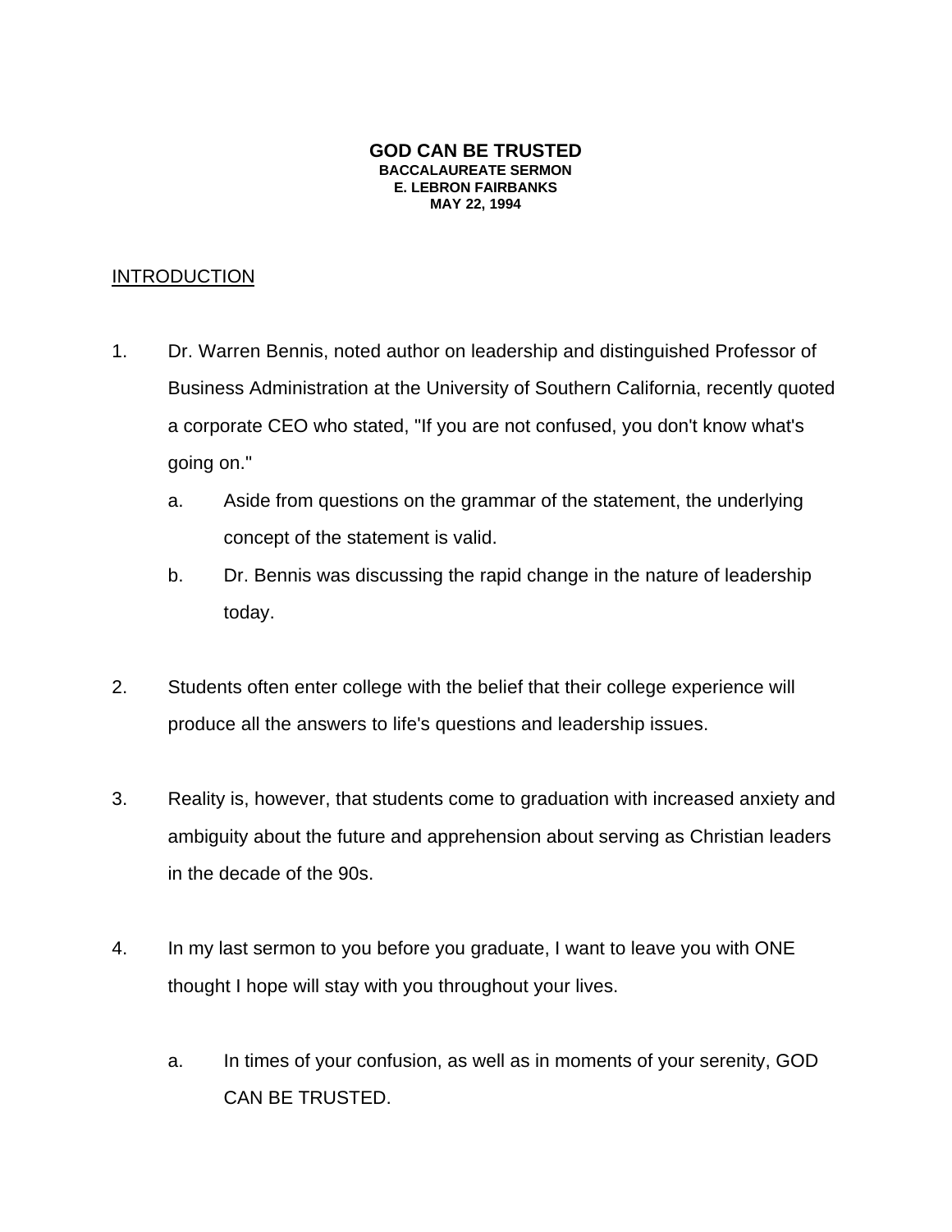# GOD CAN BE TRUSTED

**BACCALAUREATE SERMON**
**E. LEBRON FAIRBANKS**
**MAY 22, 1994**

<u>INTRODUCTION</u>

1. Dr. Warren Bennis, noted author on leadership and distinguished Professor of Business Administration at the University of Southern California, recently quoted a corporate CEO who stated, "If you are not confused, you don't know what's going on."
   a. Aside from questions on the grammar of the statement, the underlying concept of the statement is valid.
   b. Dr. Bennis was discussing the rapid change in the nature of leadership today.

2. Students often enter college with the belief that their college experience will produce all the answers to life's questions and leadership issues.

3. Reality is, however, that students come to graduation with increased anxiety and ambiguity about the future and apprehension about serving as Christian leaders in the decade of the 90s.

4. In my last sermon to you before you graduate, I want to leave you with ONE thought I hope will stay with you throughout your lives.

   a. In times of your confusion, as well as in moments of your serenity, GOD CAN BE TRUSTED.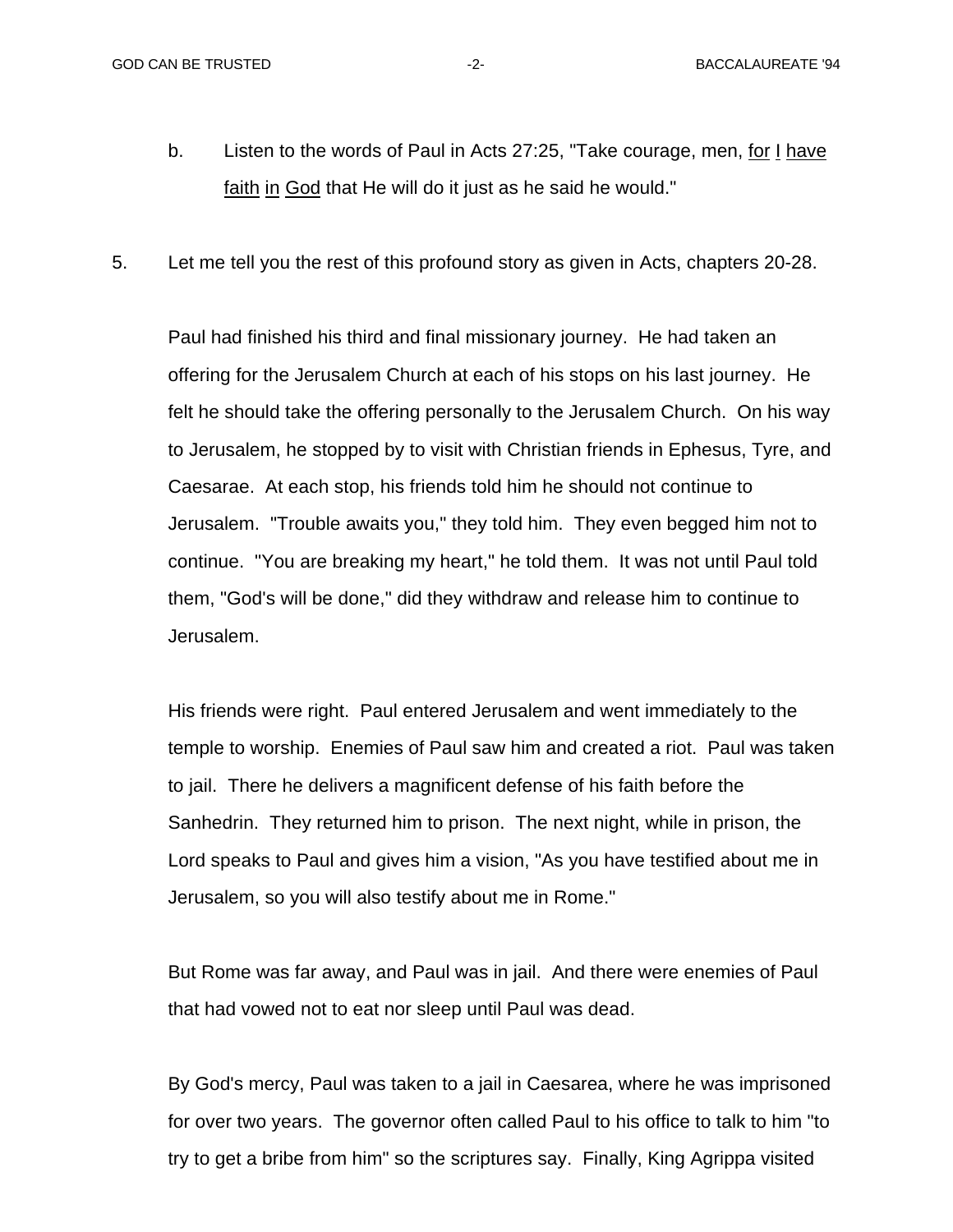b. Listen to the words of Paul in Acts 27:25, "Take courage, men, <u>for</u> <u>I</u> <u>have</u> <u>faith</u> <u>in</u> <u>God</u> that He will do it just as he said he would."

5. Let me tell you the rest of this profound story as given in Acts, chapters 20-28.

Paul had finished his third and final missionary journey. He had taken an offering for the Jerusalem Church at each of his stops on his last journey. He felt he should take the offering personally to the Jerusalem Church. On his way to Jerusalem, he stopped by to visit with Christian friends in Ephesus, Tyre, and Caesarae. At each stop, his friends told him he should not continue to Jerusalem. "Trouble awaits you," they told him. They even begged him not to continue. "You are breaking my heart," he told them. It was not until Paul told them, "God's will be done," did they withdraw and release him to continue to Jerusalem.

His friends were right. Paul entered Jerusalem and went immediately to the temple to worship. Enemies of Paul saw him and created a riot. Paul was taken to jail. There he delivers a magnificent defense of his faith before the Sanhedrin. They returned him to prison. The next night, while in prison, the Lord speaks to Paul and gives him a vision, "As you have testified about me in Jerusalem, so you will also testify about me in Rome."

But Rome was far away, and Paul was in jail. And there were enemies of Paul that had vowed not to eat nor sleep until Paul was dead.

By God's mercy, Paul was taken to a jail in Caesarea, where he was imprisoned for over two years. The governor often called Paul to his office to talk to him "to try to get a bribe from him" so the scriptures say. Finally, King Agrippa visited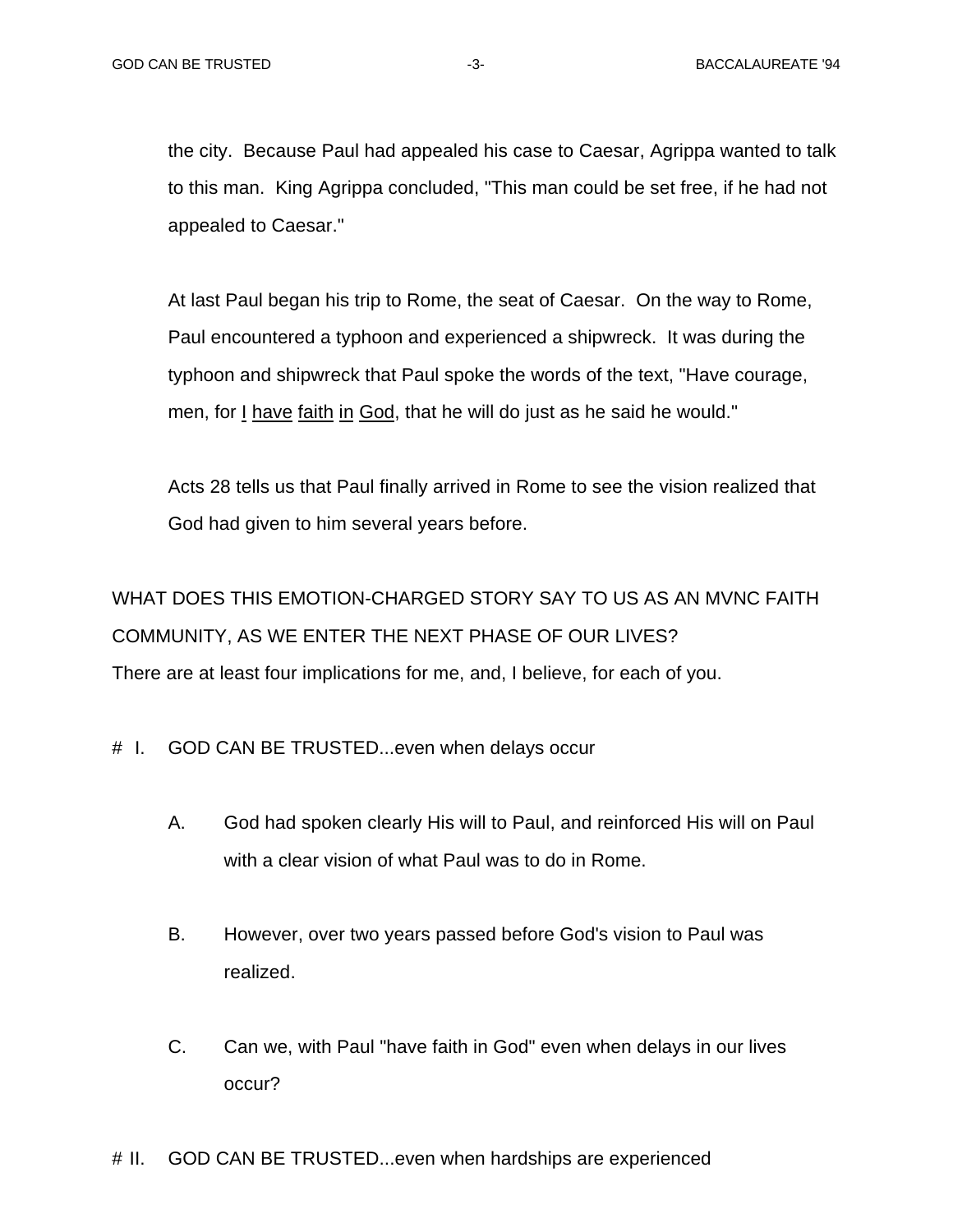the city. Because Paul had appealed his case to Caesar, Agrippa wanted to talk to this man. King Agrippa concluded, "This man could be set free, if he had not appealed to Caesar."

At last Paul began his trip to Rome, the seat of Caesar. On the way to Rome, Paul encountered a typhoon and experienced a shipwreck. It was during the typhoon and shipwreck that Paul spoke the words of the text, "Have courage, men, for <u>I</u> <u>have</u> <u>faith</u> <u>in</u> <u>God</u>, that he will do just as he said he would."

Acts 28 tells us that Paul finally arrived in Rome to see the vision realized that God had given to him several years before.

WHAT DOES THIS EMOTION-CHARGED STORY SAY TO US AS AN MVNC FAITH COMMUNITY, AS WE ENTER THE NEXT PHASE OF OUR LIVES?
There are at least four implications for me, and, I believe, for each of you.

# I. GOD CAN BE TRUSTED...even when delays occur

A. God had spoken clearly His will to Paul, and reinforced His will on Paul with a clear vision of what Paul was to do in Rome.

B. However, over two years passed before God's vision to Paul was realized.

C. Can we, with Paul "have faith in God" even when delays in our lives occur?

# II. GOD CAN BE TRUSTED...even when hardships are experienced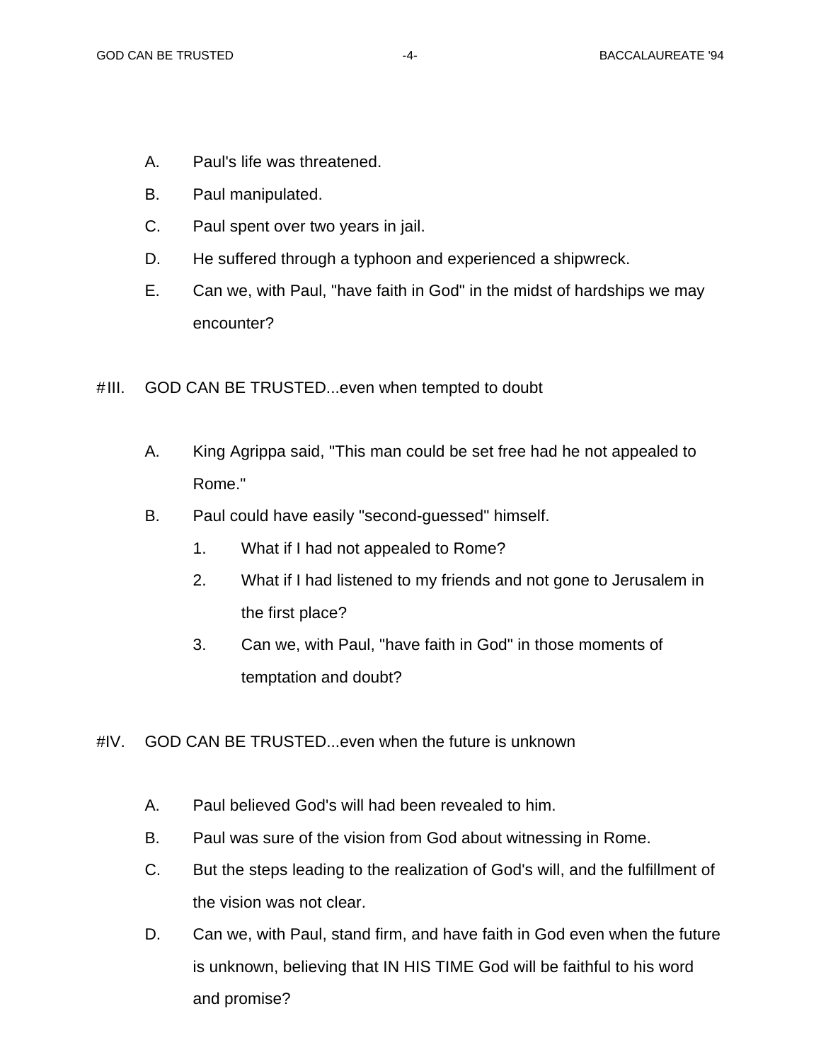A. Paul's life was threatened.

B. Paul manipulated.

C. Paul spent over two years in jail.

D. He suffered through a typhoon and experienced a shipwreck.

E. Can we, with Paul, "have faith in God" in the midst of hardships we may encounter?

#III. GOD CAN BE TRUSTED...even when tempted to doubt

A. King Agrippa said, "This man could be set free had he not appealed to Rome."

B. Paul could have easily "second-guessed" himself.

1. What if I had not appealed to Rome?
2. What if I had listened to my friends and not gone to Jerusalem in the first place?
3. Can we, with Paul, "have faith in God" in those moments of temptation and doubt?

#IV. GOD CAN BE TRUSTED...even when the future is unknown

A. Paul believed God's will had been revealed to him.

B. Paul was sure of the vision from God about witnessing in Rome.

C. But the steps leading to the realization of God's will, and the fulfillment of the vision was not clear.

D. Can we, with Paul, stand firm, and have faith in God even when the future is unknown, believing that IN HIS TIME God will be faithful to his word and promise?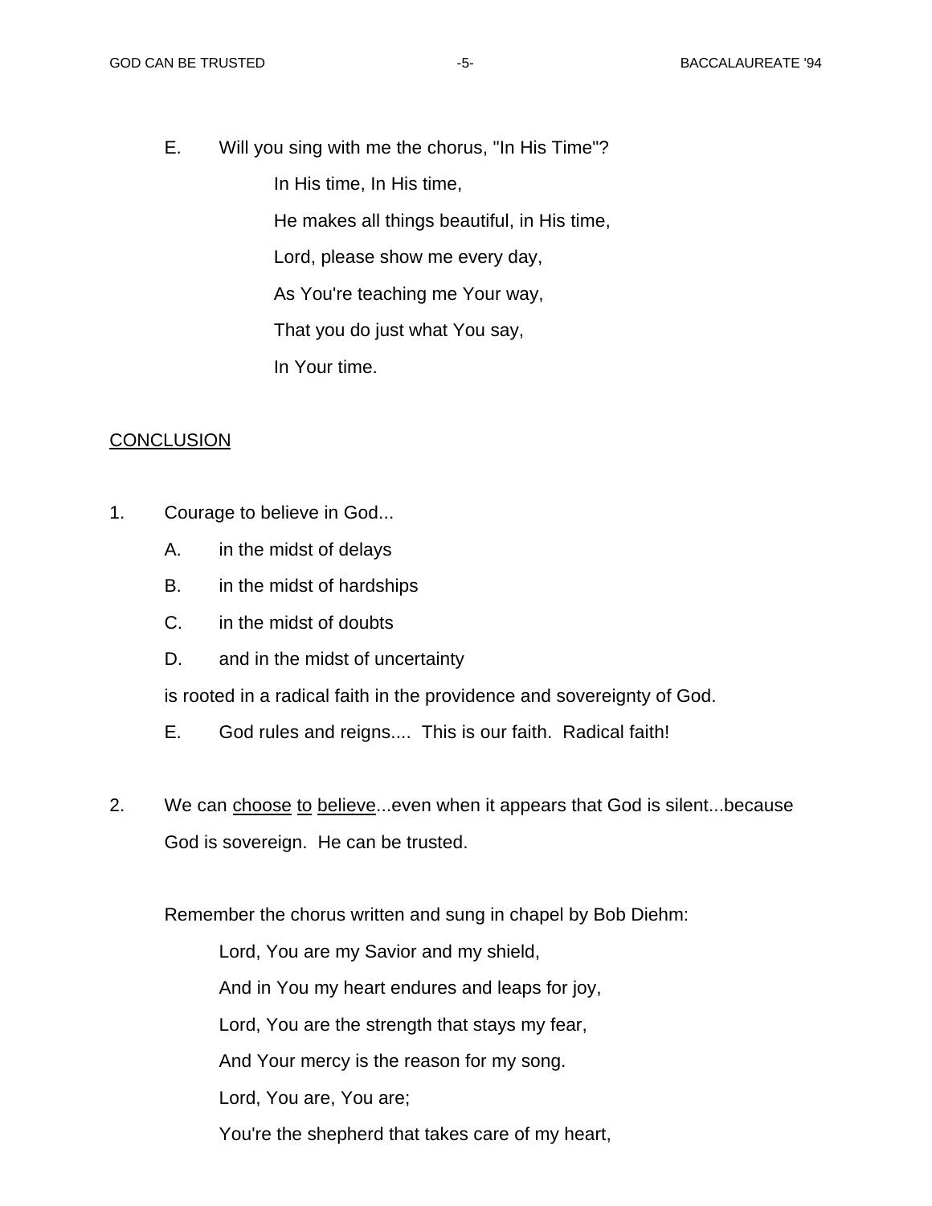E. Will you sing with me the chorus, "In His Time"?

> In His time, In His time,
> He makes all things beautiful, in His time,
> Lord, please show me every day,
> As You're teaching me Your way,
> That you do just what You say,
> In Your time.

## CONCLUSION

1. Courage to believe in God...
   - A. in the midst of delays
   - B. in the midst of hardships
   - C. in the midst of doubts
   - D. and in the midst of uncertainty

   is rooted in a radical faith in the providence and sovereignty of God.

   - E. God rules and reigns.... This is our faith. Radical faith!

2. We can <u>choose</u> <u>to</u> <u>believe</u>...even when it appears that God is silent...because God is sovereign. He can be trusted.

   Remember the chorus written and sung in chapel by Bob Diehm:

   > Lord, You are my Savior and my shield,
   > And in You my heart endures and leaps for joy,
   > Lord, You are the strength that stays my fear,
   > And Your mercy is the reason for my song.
   > Lord, You are, You are;
   > You're the shepherd that takes care of my heart,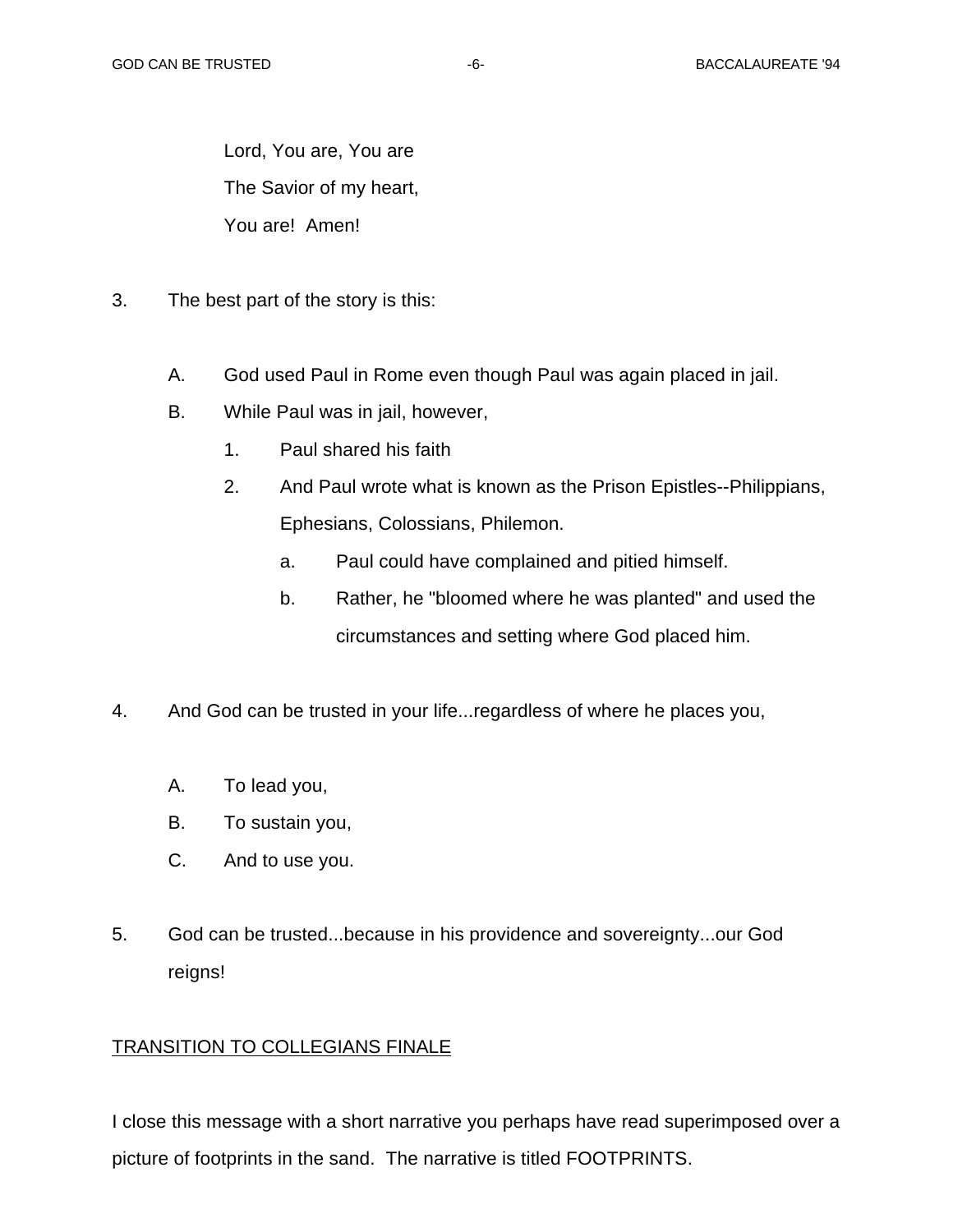Lord, You are, You are
The Savior of my heart,
You are!  Amen!

3. The best part of the story is this:

    A. God used Paul in Rome even though Paul was again placed in jail.
    B. While Paul was in jail, however,
        1. Paul shared his faith
        2. And Paul wrote what is known as the Prison Epistles--Philippians, Ephesians, Colossians, Philemon.
            a. Paul could have complained and pitied himself.
            b. Rather, he "bloomed where he was planted" and used the circumstances and setting where God placed him.

4. And God can be trusted in your life...regardless of where he places you,

    A. To lead you,
    B. To sustain you,
    C. And to use you.

5. God can be trusted...because in his providence and sovereignty...our God reigns!

<u>TRANSITION TO COLLEGIANS FINALE</u>

I close this message with a short narrative you perhaps have read superimposed over a picture of footprints in the sand.  The narrative is titled FOOTPRINTS.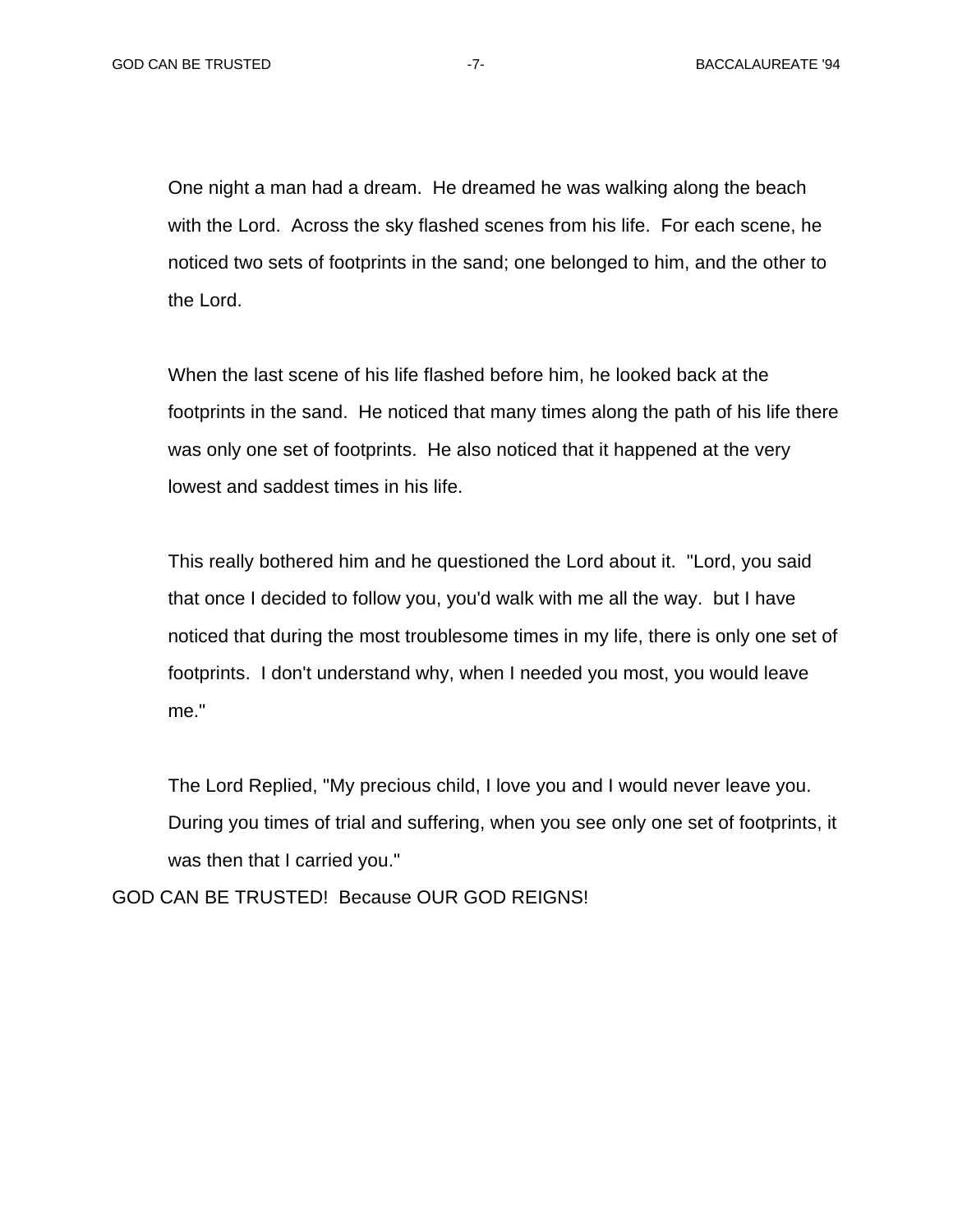One night a man had a dream. He dreamed he was walking along the beach with the Lord. Across the sky flashed scenes from his life. For each scene, he noticed two sets of footprints in the sand; one belonged to him, and the other to the Lord.

When the last scene of his life flashed before him, he looked back at the footprints in the sand. He noticed that many times along the path of his life there was only one set of footprints. He also noticed that it happened at the very lowest and saddest times in his life.

This really bothered him and he questioned the Lord about it. "Lord, you said that once I decided to follow you, you'd walk with me all the way. but I have noticed that during the most troublesome times in my life, there is only one set of footprints. I don't understand why, when I needed you most, you would leave me."

The Lord Replied, "My precious child, I love you and I would never leave you. During you times of trial and suffering, when you see only one set of footprints, it was then that I carried you."

GOD CAN BE TRUSTED! Because OUR GOD REIGNS!